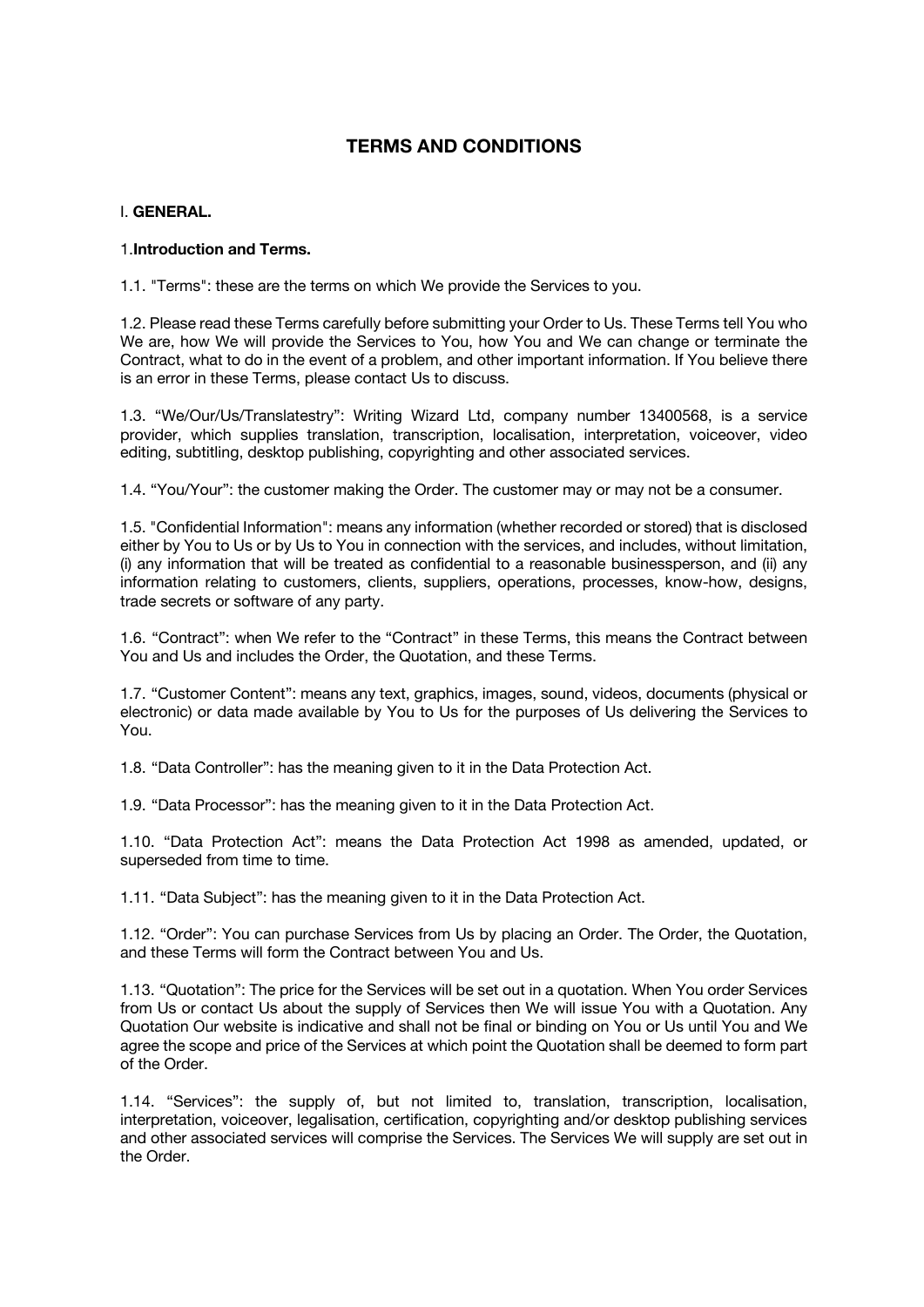# TERMS AND CONDITIONS

## I. GENERAL.

### 1. Introduction and Terms.

1.1. "Terms": these are the terms on which We provide the Services to you.

1.2. Please read these Terms carefully before submitting your Order to Us. These Terms tell You who We are, how We will provide the Services to You, how You and We can change or terminate the Contract, what to do in the event of a problem, and other important information. If You believe there is an error in these Terms, please contact Us to discuss.

1.3. "We/Our/Us/Translatestry": Writing Wizard Ltd, company number 13400568, is a service provider, which supplies translation, transcription, localisation, interpretation, voiceover, video editing, subtitling, desktop publishing, copyrighting and other associated services.

1.4. "You/Your": the customer making the Order. The customer may or may not be a consumer.

1.5. "Confidential Information": means any information (whether recorded or stored) that is disclosed either by You to Us or by Us to You in connection with the services, and includes, without limitation, (i) any information that will be treated as confidential to a reasonable businessperson, and (ii) any information relating to customers, clients, suppliers, operations, processes, know-how, designs, trade secrets or software of any party.

1.6. "Contract": when We refer to the "Contract" in these Terms, this means the Contract between You and Us and includes the Order, the Quotation, and these Terms.

1.7. "Customer Content": means any text, graphics, images, sound, videos, documents (physical or electronic) or data made available by You to Us for the purposes of Us delivering the Services to You.

1.8. "Data Controller": has the meaning given to it in the Data Protection Act.

1.9. "Data Processor": has the meaning given to it in the Data Protection Act.

1.10. "Data Protection Act": means the Data Protection Act 1998 as amended, updated, or superseded from time to time.

1.11. "Data Subject": has the meaning given to it in the Data Protection Act.

1.12. "Order": You can purchase Services from Us by placing an Order. The Order, the Quotation, and these Terms will form the Contract between You and Us.

1.13. "Quotation": The price for the Services will be set out in a quotation. When You order Services from Us or contact Us about the supply of Services then We will issue You with a Quotation. Any Quotation Our website is indicative and shall not be final or binding on You or Us until You and We agree the scope and price of the Services at which point the Quotation shall be deemed to form part of the Order.

1.14. "Services": the supply of, but not limited to, translation, transcription, localisation, interpretation, voiceover, legalisation, certification, copyrighting and/or desktop publishing services and other associated services will comprise the Services. The Services We will supply are set out in the Order.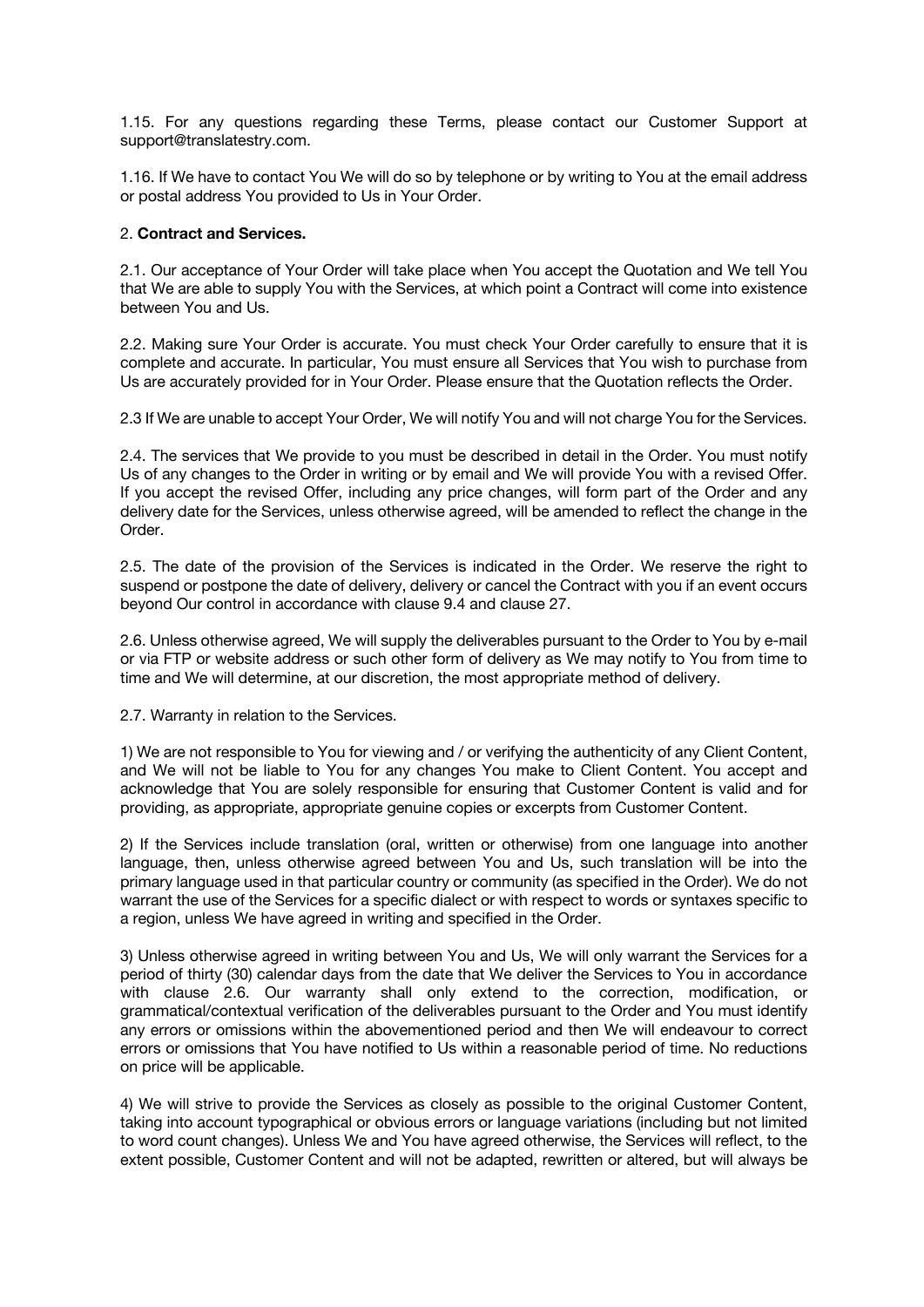1.15. For any questions regarding these Terms, please contact our Customer Support at support@translatestry.com.

1.16. If We have to contact You We will do so by telephone or by writing to You at the email address or postal address You provided to Us in Your Order.

2. **Contract and Services.**

2.1. Our acceptance of Your Order will take place when You accept the Quotation and We tell You that We are able to supply You with the Services, at which point a Contract will come into existence between You and Us.

2.2. Making sure Your Order is accurate. You must check Your Order carefully to ensure that it is complete and accurate. In particular, You must ensure all Services that You wish to purchase from Us are accurately provided for in Your Order. Please ensure that the Quotation reflects the Order.

2.3 If We are unable to accept Your Order, We will notify You and will not charge You for the Services.

2.4. The services that We provide to you must be described in detail in the Order. You must notify Us of any changes to the Order in writing or by email and We will provide You with a revised Offer. If you accept the revised Offer, including any price changes, will form part of the Order and any delivery date for the Services, unless otherwise agreed, will be amended to reflect the change in the Order.

2.5. The date of the provision of the Services is indicated in the Order. We reserve the right to suspend or postpone the date of delivery, delivery or cancel the Contract with you if an event occurs beyond Our control in accordance with clause 9.4 and clause 27.

2.6. Unless otherwise agreed, We will supply the deliverables pursuant to the Order to You by e-mail or via FTP or website address or such other form of delivery as We may notify to You from time to time and We will determine, at our discretion, the most appropriate method of delivery.

2.7. Warranty in relation to the Services.

1) We are not responsible to You for viewing and / or verifying the authenticity of any Client Content, and We will not be liable to You for any changes You make to Client Content. You accept and acknowledge that You are solely responsible for ensuring that Customer Content is valid and for providing, as appropriate, appropriate genuine copies or excerpts from Customer Content.

2) If the Services include translation (oral, written or otherwise) from one language into another language, then, unless otherwise agreed between You and Us, such translation will be into the primary language used in that particular country or community (as specified in the Order). We do not warrant the use of the Services for a specific dialect or with respect to words or syntaxes specific to a region, unless We have agreed in writing and specified in the Order.

3) Unless otherwise agreed in writing between You and Us, We will only warrant the Services for a period of thirty (30) calendar days from the date that We deliver the Services to You in accordance with clause 2.6. Our warranty shall only extend to the correction, modification, or grammatical/contextual verification of the deliverables pursuant to the Order and You must identify any errors or omissions within the abovementioned period and then We will endeavour to correct errors or omissions that You have notified to Us within a reasonable period of time. No reductions on price will be applicable.

4) We will strive to provide the Services as closely as possible to the original Customer Content, taking into account typographical or obvious errors or language variations (including but not limited to word count changes). Unless We and You have agreed otherwise, the Services will reflect, to the extent possible, Customer Content and will not be adapted, rewritten or altered, but will always be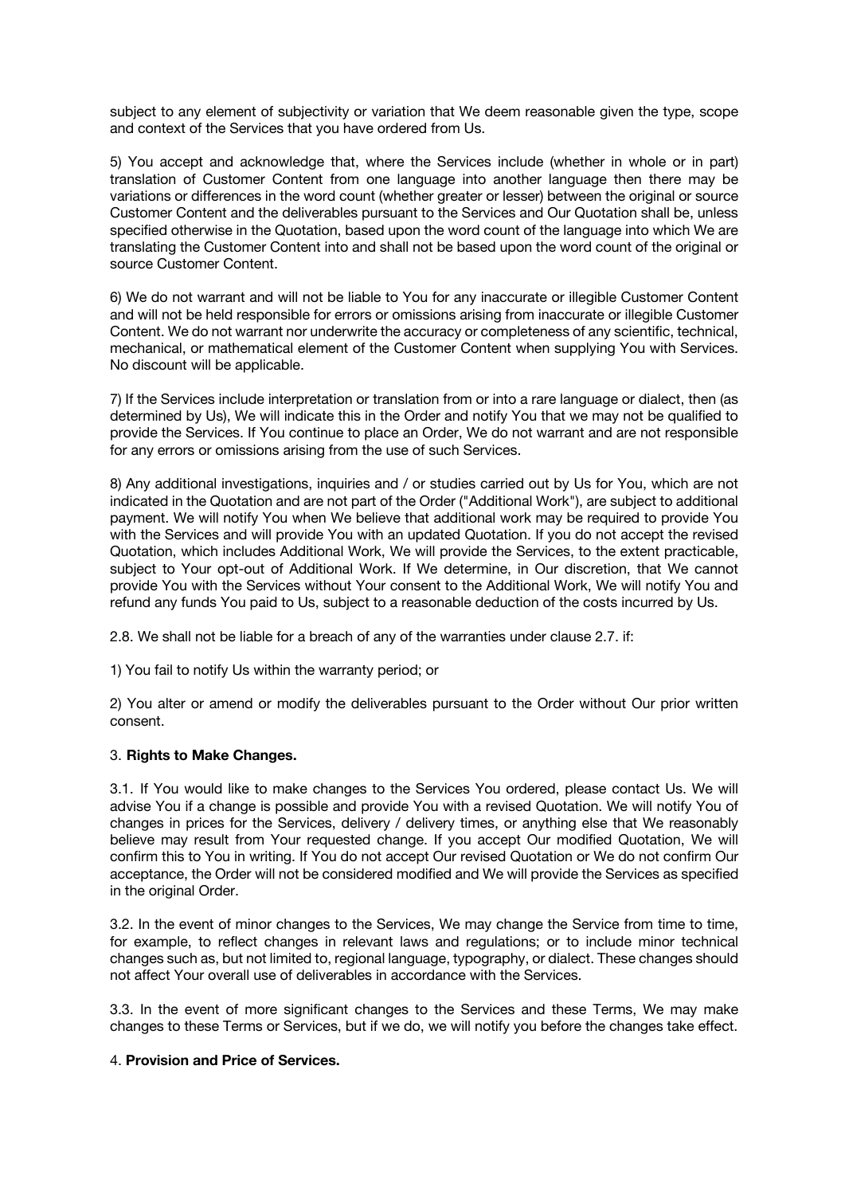subject to any element of subjectivity or variation that We deem reasonable given the type, scope and context of the Services that you have ordered from Us.

5) You accept and acknowledge that, where the Services include (whether in whole or in part) translation of Customer Content from one language into another language then there may be variations or differences in the word count (whether greater or lesser) between the original or source Customer Content and the deliverables pursuant to the Services and Our Quotation shall be, unless specified otherwise in the Quotation, based upon the word count of the language into which We are translating the Customer Content into and shall not be based upon the word count of the original or source Customer Content.

6) We do not warrant and will not be liable to You for any inaccurate or illegible Customer Content and will not be held responsible for errors or omissions arising from inaccurate or illegible Customer Content. We do not warrant nor underwrite the accuracy or completeness of any scientific, technical, mechanical, or mathematical element of the Customer Content when supplying You with Services. No discount will be applicable.

7) If the Services include interpretation or translation from or into a rare language or dialect, then (as determined by Us), We will indicate this in the Order and notify You that we may not be qualified to provide the Services. If You continue to place an Order, We do not warrant and are not responsible for any errors or omissions arising from the use of such Services.

8) Any additional investigations, inquiries and / or studies carried out by Us for You, which are not indicated in the Quotation and are not part of the Order ("Additional Work"), are subject to additional payment. We will notify You when We believe that additional work may be required to provide You with the Services and will provide You with an updated Quotation. If you do not accept the revised Quotation, which includes Additional Work, We will provide the Services, to the extent practicable, subject to Your opt-out of Additional Work. If We determine, in Our discretion, that We cannot provide You with the Services without Your consent to the Additional Work, We will notify You and refund any funds You paid to Us, subject to a reasonable deduction of the costs incurred by Us.

2.8. We shall not be liable for a breach of any of the warranties under clause 2.7. if:

1) You fail to notify Us within the warranty period; or

2) You alter or amend or modify the deliverables pursuant to the Order without Our prior written consent.

### 3. **Rights to Make Changes.**

3.1. If You would like to make changes to the Services You ordered, please contact Us. We will advise You if a change is possible and provide You with a revised Quotation. We will notify You of changes in prices for the Services, delivery / delivery times, or anything else that We reasonably believe may result from Your requested change. If you accept Our modified Quotation, We will confirm this to You in writing. If You do not accept Our revised Quotation or We do not confirm Our acceptance, the Order will not be considered modified and We will provide the Services as specified in the original Order.

3.2. In the event of minor changes to the Services, We may change the Service from time to time, for example, to reflect changes in relevant laws and regulations; or to include minor technical changes such as, but not limited to, regional language, typography, or dialect. These changes should not affect Your overall use of deliverables in accordance with the Services.

3.3. In the event of more significant changes to the Services and these Terms, We may make changes to these Terms or Services, but if we do, we will notify you before the changes take effect.

### 4. **Provision and Price of Services.**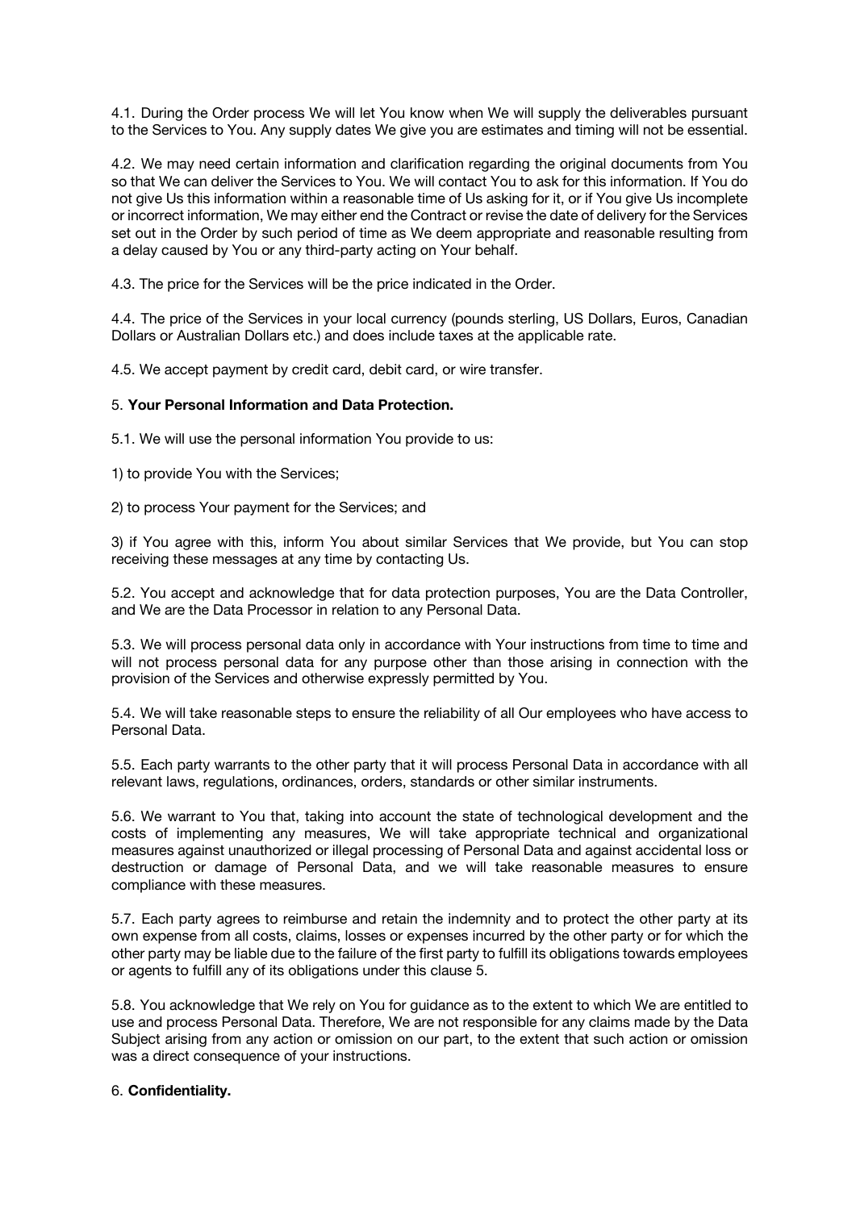4.1. During the Order process We will let You know when We will supply the deliverables pursuant to the Services to You. Any supply dates We give you are estimates and timing will not be essential.

4.2. We may need certain information and clarification regarding the original documents from You so that We can deliver the Services to You. We will contact You to ask for this information. If You do not give Us this information within a reasonable time of Us asking for it, or if You give Us incomplete or incorrect information, We may either end the Contract or revise the date of delivery for the Services set out in the Order by such period of time as We deem appropriate and reasonable resulting from a delay caused by You or any third-party acting on Your behalf.

4.3. The price for the Services will be the price indicated in the Order.

4.4. The price of the Services in your local currency (pounds sterling, US Dollars, Euros, Canadian Dollars or Australian Dollars etc.) and does include taxes at the applicable rate.

4.5. We accept payment by credit card, debit card, or wire transfer.

5. **Your Personal Information and Data Protection.**

5.1. We will use the personal information You provide to us:

1) to provide You with the Services;

2) to process Your payment for the Services; and

3) if You agree with this, inform You about similar Services that We provide, but You can stop receiving these messages at any time by contacting Us.

5.2. You accept and acknowledge that for data protection purposes, You are the Data Controller, and We are the Data Processor in relation to any Personal Data.

5.3. We will process personal data only in accordance with Your instructions from time to time and will not process personal data for any purpose other than those arising in connection with the provision of the Services and otherwise expressly permitted by You.

5.4. We will take reasonable steps to ensure the reliability of all Our employees who have access to Personal Data.

5.5. Each party warrants to the other party that it will process Personal Data in accordance with all relevant laws, regulations, ordinances, orders, standards or other similar instruments.

5.6. We warrant to You that, taking into account the state of technological development and the costs of implementing any measures, We will take appropriate technical and organizational measures against unauthorized or illegal processing of Personal Data and against accidental loss or destruction or damage of Personal Data, and we will take reasonable measures to ensure compliance with these measures.

5.7. Each party agrees to reimburse and retain the indemnity and to protect the other party at its own expense from all costs, claims, losses or expenses incurred by the other party or for which the other party may be liable due to the failure of the first party to fulfill its obligations towards employees or agents to fulfill any of its obligations under this clause 5.

5.8. You acknowledge that We rely on You for guidance as to the extent to which We are entitled to use and process Personal Data. Therefore, We are not responsible for any claims made by the Data Subject arising from any action or omission on our part, to the extent that such action or omission was a direct consequence of your instructions.

6. **Confidentiality.**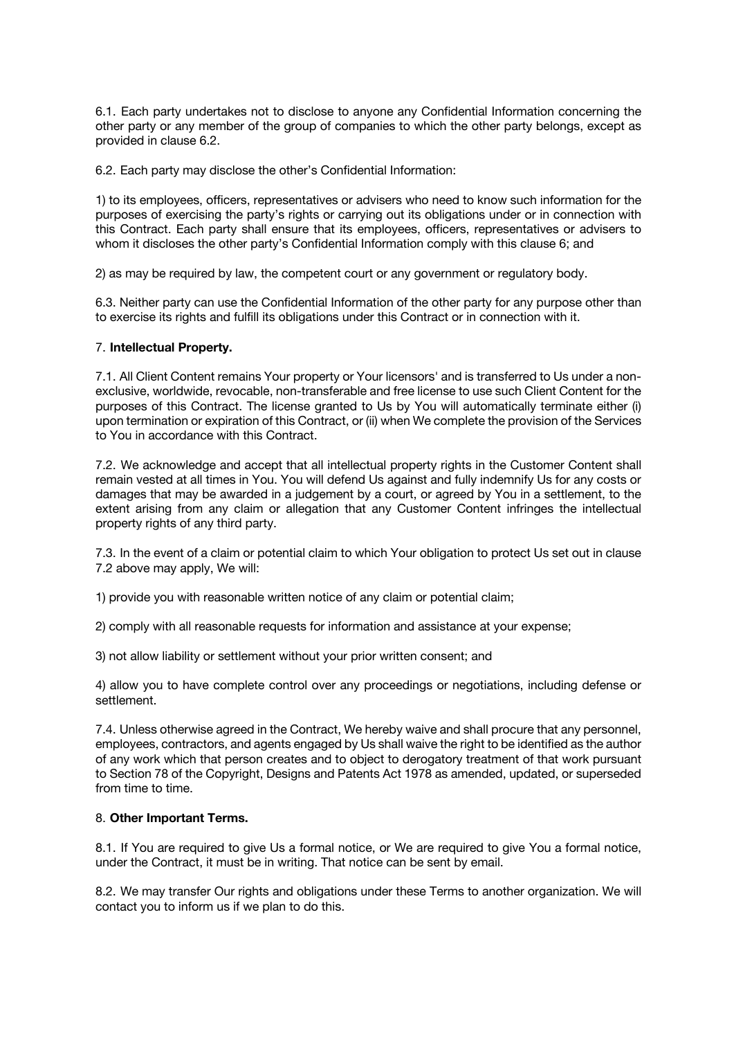6.1. Each party undertakes not to disclose to anyone any Confidential Information concerning the other party or any member of the group of companies to which the other party belongs, except as provided in clause 6.2.

6.2. Each party may disclose the other's Confidential Information:

1) to its employees, officers, representatives or advisers who need to know such information for the purposes of exercising the party's rights or carrying out its obligations under or in connection with this Contract. Each party shall ensure that its employees, officers, representatives or advisers to whom it discloses the other party's Confidential Information comply with this clause 6; and

2) as may be required by law, the competent court or any government or regulatory body.

6.3. Neither party can use the Confidential Information of the other party for any purpose other than to exercise its rights and fulfill its obligations under this Contract or in connection with it.

7. **Intellectual Property.**

7.1. All Client Content remains Your property or Your licensors' and is transferred to Us under a non-exclusive, worldwide, revocable, non-transferable and free license to use such Client Content for the purposes of this Contract. The license granted to Us by You will automatically terminate either (i) upon termination or expiration of this Contract, or (ii) when We complete the provision of the Services to You in accordance with this Contract.

7.2. We acknowledge and accept that all intellectual property rights in the Customer Content shall remain vested at all times in You. You will defend Us against and fully indemnify Us for any costs or damages that may be awarded in a judgement by a court, or agreed by You in a settlement, to the extent arising from any claim or allegation that any Customer Content infringes the intellectual property rights of any third party.

7.3. In the event of a claim or potential claim to which Your obligation to protect Us set out in clause 7.2 above may apply, We will:

1) provide you with reasonable written notice of any claim or potential claim;

2) comply with all reasonable requests for information and assistance at your expense;

3) not allow liability or settlement without your prior written consent; and

4) allow you to have complete control over any proceedings or negotiations, including defense or settlement.

7.4. Unless otherwise agreed in the Contract, We hereby waive and shall procure that any personnel, employees, contractors, and agents engaged by Us shall waive the right to be identified as the author of any work which that person creates and to object to derogatory treatment of that work pursuant to Section 78 of the Copyright, Designs and Patents Act 1978 as amended, updated, or superseded from time to time.

8. **Other Important Terms.**

8.1. If You are required to give Us a formal notice, or We are required to give You a formal notice, under the Contract, it must be in writing. That notice can be sent by email.

8.2. We may transfer Our rights and obligations under these Terms to another organization. We will contact you to inform us if we plan to do this.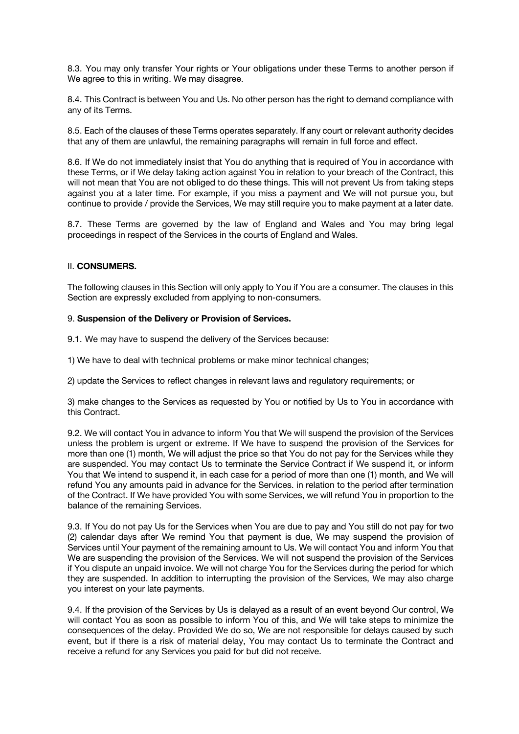8.3. You may only transfer Your rights or Your obligations under these Terms to another person if We agree to this in writing. We may disagree.

8.4. This Contract is between You and Us. No other person has the right to demand compliance with any of its Terms.

8.5. Each of the clauses of these Terms operates separately. If any court or relevant authority decides that any of them are unlawful, the remaining paragraphs will remain in full force and effect.

8.6. If We do not immediately insist that You do anything that is required of You in accordance with these Terms, or if We delay taking action against You in relation to your breach of the Contract, this will not mean that You are not obliged to do these things. This will not prevent Us from taking steps against you at a later time. For example, if you miss a payment and We will not pursue you, but continue to provide / provide the Services, We may still require you to make payment at a later date.

8.7. These Terms are governed by the law of England and Wales and You may bring legal proceedings in respect of the Services in the courts of England and Wales.

## II. **CONSUMERS.**

The following clauses in this Section will only apply to You if You are a consumer. The clauses in this Section are expressly excluded from applying to non-consumers.

### 9. **Suspension of the Delivery or Provision of Services.**

9.1. We may have to suspend the delivery of the Services because:

1) We have to deal with technical problems or make minor technical changes;

2) update the Services to reflect changes in relevant laws and regulatory requirements; or

3) make changes to the Services as requested by You or notified by Us to You in accordance with this Contract.

9.2. We will contact You in advance to inform You that We will suspend the provision of the Services unless the problem is urgent or extreme. If We have to suspend the provision of the Services for more than one (1) month, We will adjust the price so that You do not pay for the Services while they are suspended. You may contact Us to terminate the Service Contract if We suspend it, or inform You that We intend to suspend it, in each case for a period of more than one (1) month, and We will refund You any amounts paid in advance for the Services. in relation to the period after termination of the Contract. If We have provided You with some Services, we will refund You in proportion to the balance of the remaining Services.

9.3. If You do not pay Us for the Services when You are due to pay and You still do not pay for two (2) calendar days after We remind You that payment is due, We may suspend the provision of Services until Your payment of the remaining amount to Us. We will contact You and inform You that We are suspending the provision of the Services. We will not suspend the provision of the Services if You dispute an unpaid invoice. We will not charge You for the Services during the period for which they are suspended. In addition to interrupting the provision of the Services, We may also charge you interest on your late payments.

9.4. If the provision of the Services by Us is delayed as a result of an event beyond Our control, We will contact You as soon as possible to inform You of this, and We will take steps to minimize the consequences of the delay. Provided We do so, We are not responsible for delays caused by such event, but if there is a risk of material delay, You may contact Us to terminate the Contract and receive a refund for any Services you paid for but did not receive.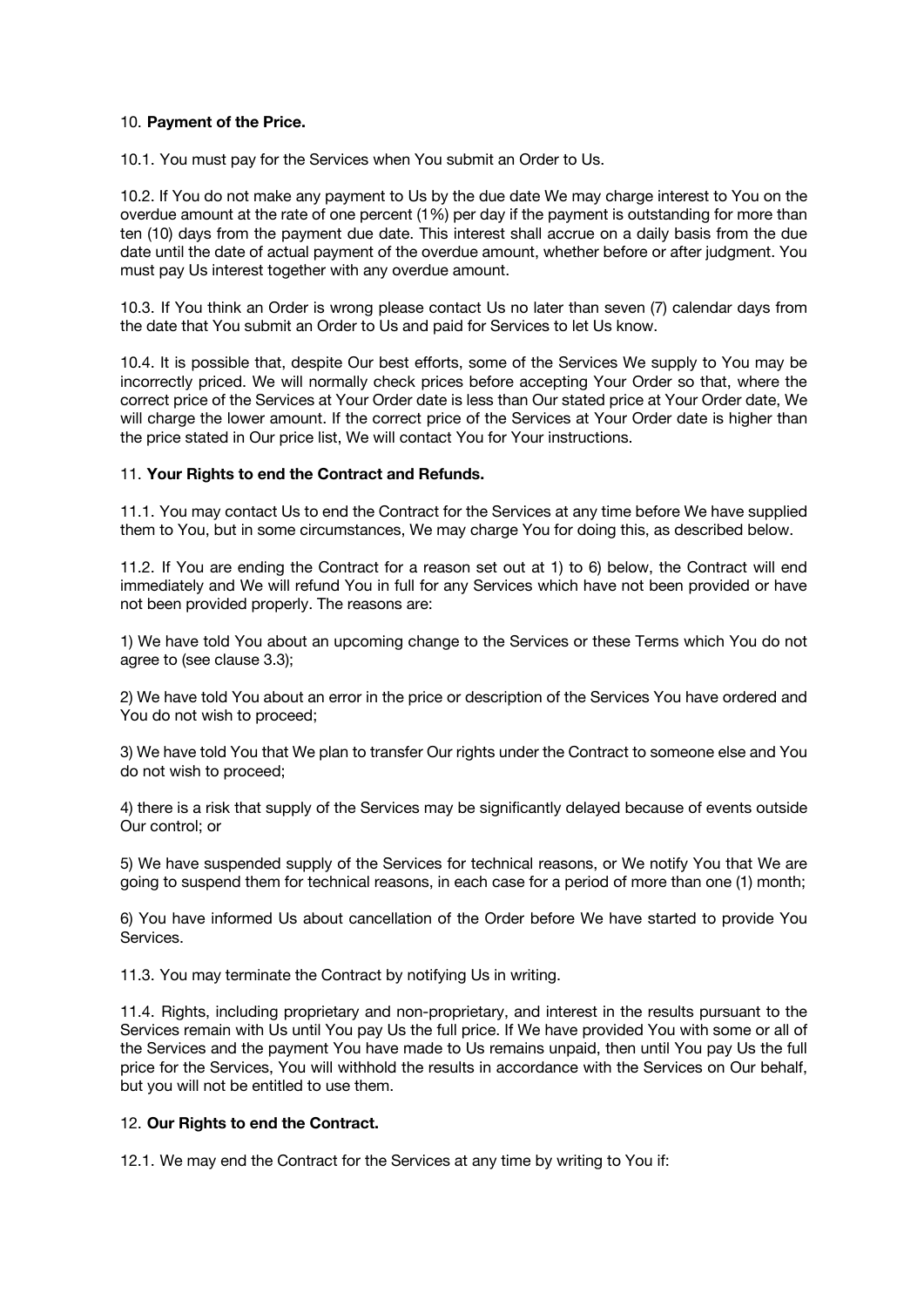10. **Payment of the Price.**

10.1. You must pay for the Services when You submit an Order to Us.

10.2. If You do not make any payment to Us by the due date We may charge interest to You on the overdue amount at the rate of one percent (1%) per day if the payment is outstanding for more than ten (10) days from the payment due date. This interest shall accrue on a daily basis from the due date until the date of actual payment of the overdue amount, whether before or after judgment. You must pay Us interest together with any overdue amount.

10.3. If You think an Order is wrong please contact Us no later than seven (7) calendar days from the date that You submit an Order to Us and paid for Services to let Us know.

10.4. It is possible that, despite Our best efforts, some of the Services We supply to You may be incorrectly priced. We will normally check prices before accepting Your Order so that, where the correct price of the Services at Your Order date is less than Our stated price at Your Order date, We will charge the lower amount. If the correct price of the Services at Your Order date is higher than the price stated in Our price list, We will contact You for Your instructions.

11. **Your Rights to end the Contract and Refunds.**

11.1. You may contact Us to end the Contract for the Services at any time before We have supplied them to You, but in some circumstances, We may charge You for doing this, as described below.

11.2. If You are ending the Contract for a reason set out at 1) to 6) below, the Contract will end immediately and We will refund You in full for any Services which have not been provided or have not been provided properly. The reasons are:

1) We have told You about an upcoming change to the Services or these Terms which You do not agree to (see clause 3.3);

2) We have told You about an error in the price or description of the Services You have ordered and You do not wish to proceed;

3) We have told You that We plan to transfer Our rights under the Contract to someone else and You do not wish to proceed;

4) there is a risk that supply of the Services may be significantly delayed because of events outside Our control; or

5) We have suspended supply of the Services for technical reasons, or We notify You that We are going to suspend them for technical reasons, in each case for a period of more than one (1) month;

6) You have informed Us about cancellation of the Order before We have started to provide You Services.

11.3. You may terminate the Contract by notifying Us in writing.

11.4. Rights, including proprietary and non-proprietary, and interest in the results pursuant to the Services remain with Us until You pay Us the full price. If We have provided You with some or all of the Services and the payment You have made to Us remains unpaid, then until You pay Us the full price for the Services, You will withhold the results in accordance with the Services on Our behalf, but you will not be entitled to use them.

12. **Our Rights to end the Contract.**

12.1. We may end the Contract for the Services at any time by writing to You if: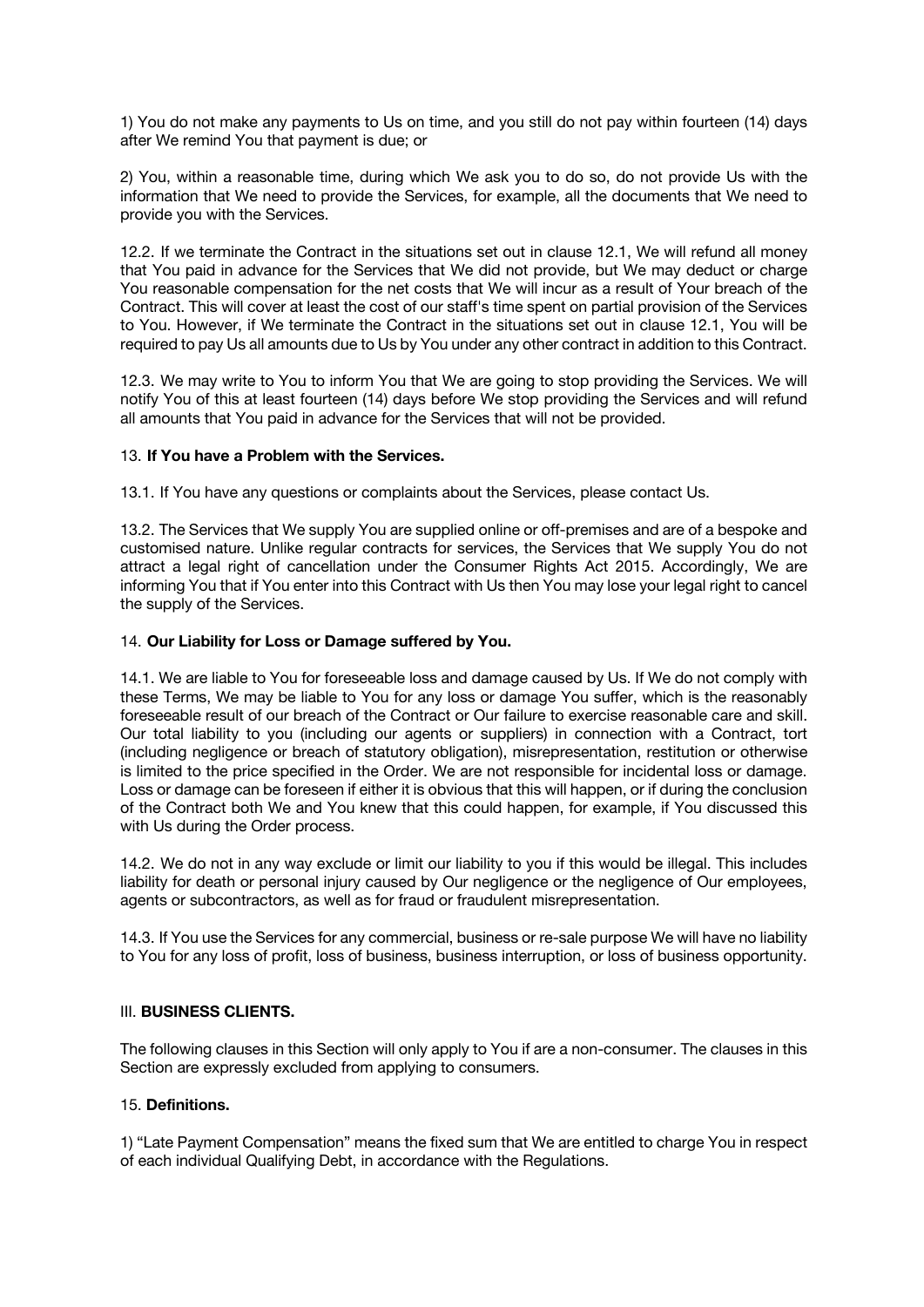1) You do not make any payments to Us on time, and you still do not pay within fourteen (14) days after We remind You that payment is due; or

2) You, within a reasonable time, during which We ask you to do so, do not provide Us with the information that We need to provide the Services, for example, all the documents that We need to provide you with the Services.

12.2. If we terminate the Contract in the situations set out in clause 12.1, We will refund all money that You paid in advance for the Services that We did not provide, but We may deduct or charge You reasonable compensation for the net costs that We will incur as a result of Your breach of the Contract. This will cover at least the cost of our staff's time spent on partial provision of the Services to You. However, if We terminate the Contract in the situations set out in clause 12.1, You will be required to pay Us all amounts due to Us by You under any other contract in addition to this Contract.

12.3. We may write to You to inform You that We are going to stop providing the Services. We will notify You of this at least fourteen (14) days before We stop providing the Services and will refund all amounts that You paid in advance for the Services that will not be provided.

### 13. **If You have a Problem with the Services.**

13.1. If You have any questions or complaints about the Services, please contact Us.

13.2. The Services that We supply You are supplied online or off-premises and are of a bespoke and customised nature. Unlike regular contracts for services, the Services that We supply You do not attract a legal right of cancellation under the Consumer Rights Act 2015. Accordingly, We are informing You that if You enter into this Contract with Us then You may lose your legal right to cancel the supply of the Services.

### 14. **Our Liability for Loss or Damage suffered by You.**

14.1. We are liable to You for foreseeable loss and damage caused by Us. If We do not comply with these Terms, We may be liable to You for any loss or damage You suffer, which is the reasonably foreseeable result of our breach of the Contract or Our failure to exercise reasonable care and skill. Our total liability to you (including our agents or suppliers) in connection with a Contract, tort (including negligence or breach of statutory obligation), misrepresentation, restitution or otherwise is limited to the price specified in the Order. We are not responsible for incidental loss or damage. Loss or damage can be foreseen if either it is obvious that this will happen, or if during the conclusion of the Contract both We and You knew that this could happen, for example, if You discussed this with Us during the Order process.

14.2. We do not in any way exclude or limit our liability to you if this would be illegal. This includes liability for death or personal injury caused by Our negligence or the negligence of Our employees, agents or subcontractors, as well as for fraud or fraudulent misrepresentation.

14.3. If You use the Services for any commercial, business or re-sale purpose We will have no liability to You for any loss of profit, loss of business, business interruption, or loss of business opportunity.

## III. **BUSINESS CLIENTS.**

The following clauses in this Section will only apply to You if are a non-consumer. The clauses in this Section are expressly excluded from applying to consumers.

### 15. **Definitions.**

1) "Late Payment Compensation" means the fixed sum that We are entitled to charge You in respect of each individual Qualifying Debt, in accordance with the Regulations.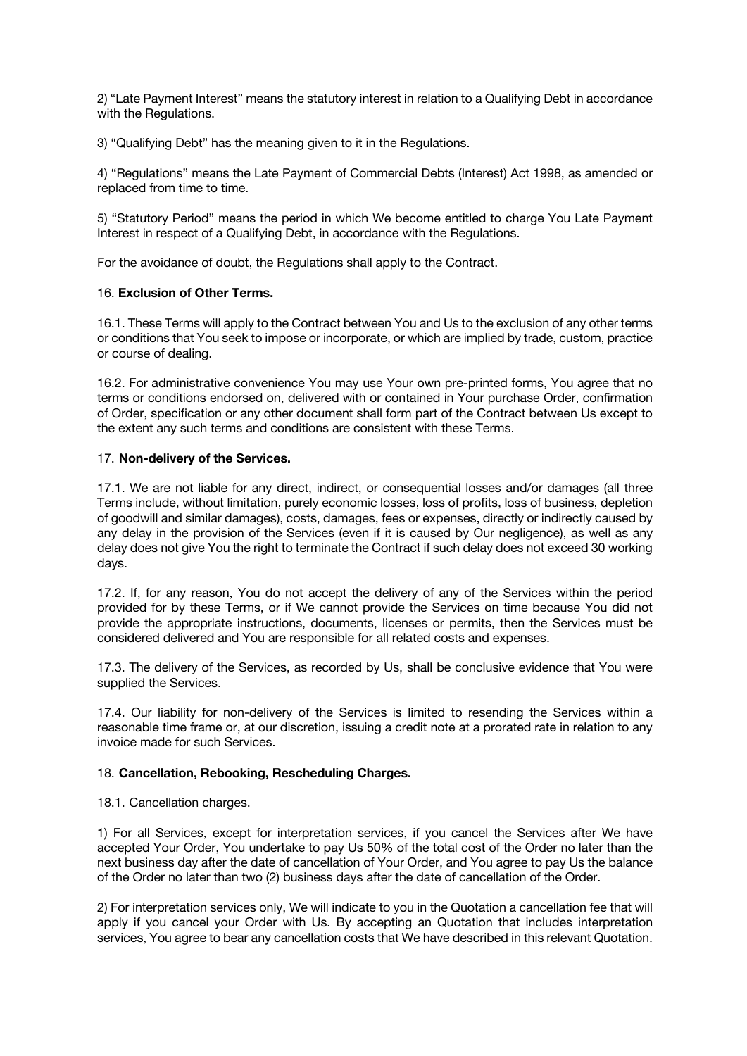2) “Late Payment Interest” means the statutory interest in relation to a Qualifying Debt in accordance with the Regulations.

3) “Qualifying Debt” has the meaning given to it in the Regulations.

4) “Regulations” means the Late Payment of Commercial Debts (Interest) Act 1998, as amended or replaced from time to time.

5) “Statutory Period” means the period in which We become entitled to charge You Late Payment Interest in respect of a Qualifying Debt, in accordance with the Regulations.

For the avoidance of doubt, the Regulations shall apply to the Contract.

16. **Exclusion of Other Terms.**

16.1. These Terms will apply to the Contract between You and Us to the exclusion of any other terms or conditions that You seek to impose or incorporate, or which are implied by trade, custom, practice or course of dealing.

16.2. For administrative convenience You may use Your own pre-printed forms, You agree that no terms or conditions endorsed on, delivered with or contained in Your purchase Order, confirmation of Order, specification or any other document shall form part of the Contract between Us except to the extent any such terms and conditions are consistent with these Terms.

17. **Non-delivery of the Services.**

17.1. We are not liable for any direct, indirect, or consequential losses and/or damages (all three Terms include, without limitation, purely economic losses, loss of profits, loss of business, depletion of goodwill and similar damages), costs, damages, fees or expenses, directly or indirectly caused by any delay in the provision of the Services (even if it is caused by Our negligence), as well as any delay does not give You the right to terminate the Contract if such delay does not exceed 30 working days.

17.2. If, for any reason, You do not accept the delivery of any of the Services within the period provided for by these Terms, or if We cannot provide the Services on time because You did not provide the appropriate instructions, documents, licenses or permits, then the Services must be considered delivered and You are responsible for all related costs and expenses.

17.3. The delivery of the Services, as recorded by Us, shall be conclusive evidence that You were supplied the Services.

17.4. Our liability for non-delivery of the Services is limited to resending the Services within a reasonable time frame or, at our discretion, issuing a credit note at a prorated rate in relation to any invoice made for such Services.

18. **Cancellation, Rebooking, Rescheduling Charges.**

18.1. Cancellation charges.

1) For all Services, except for interpretation services, if you cancel the Services after We have accepted Your Order, You undertake to pay Us 50% of the total cost of the Order no later than the next business day after the date of cancellation of Your Order, and You agree to pay Us the balance of the Order no later than two (2) business days after the date of cancellation of the Order.

2) For interpretation services only, We will indicate to you in the Quotation a cancellation fee that will apply if you cancel your Order with Us. By accepting an Quotation that includes interpretation services, You agree to bear any cancellation costs that We have described in this relevant Quotation.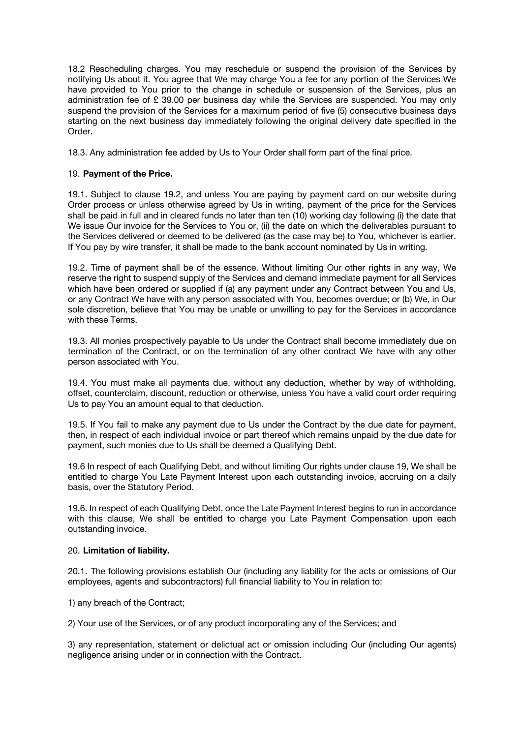18.2 Rescheduling charges. You may reschedule or suspend the provision of the Services by notifying Us about it. You agree that We may charge You a fee for any portion of the Services We have provided to You prior to the change in schedule or suspension of the Services, plus an administration fee of £ 39.00 per business day while the Services are suspended. You may only suspend the provision of the Services for a maximum period of five (5) consecutive business days starting on the next business day immediately following the original delivery date specified in the Order.

18.3. Any administration fee added by Us to Your Order shall form part of the final price.

19. **Payment of the Price.**

19.1. Subject to clause 19.2, and unless You are paying by payment card on our website during Order process or unless otherwise agreed by Us in writing, payment of the price for the Services shall be paid in full and in cleared funds no later than ten (10) working day following (i) the date that We issue Our invoice for the Services to You or, (ii) the date on which the deliverables pursuant to the Services delivered or deemed to be delivered (as the case may be) to You, whichever is earlier. If You pay by wire transfer, it shall be made to the bank account nominated by Us in writing.

19.2. Time of payment shall be of the essence. Without limiting Our other rights in any way, We reserve the right to suspend supply of the Services and demand immediate payment for all Services which have been ordered or supplied if (a) any payment under any Contract between You and Us, or any Contract We have with any person associated with You, becomes overdue; or (b) We, in Our sole discretion, believe that You may be unable or unwilling to pay for the Services in accordance with these Terms.

19.3. All monies prospectively payable to Us under the Contract shall become immediately due on termination of the Contract, or on the termination of any other contract We have with any other person associated with You.

19.4. You must make all payments due, without any deduction, whether by way of withholding, offset, counterclaim, discount, reduction or otherwise, unless You have a valid court order requiring Us to pay You an amount equal to that deduction.

19.5. If You fail to make any payment due to Us under the Contract by the due date for payment, then, in respect of each individual invoice or part thereof which remains unpaid by the due date for payment, such monies due to Us shall be deemed a Qualifying Debt.

19.6 In respect of each Qualifying Debt, and without limiting Our rights under clause 19, We shall be entitled to charge You Late Payment Interest upon each outstanding invoice, accruing on a daily basis, over the Statutory Period.

19.6. In respect of each Qualifying Debt, once the Late Payment Interest begins to run in accordance with this clause, We shall be entitled to charge you Late Payment Compensation upon each outstanding invoice.

20. **Limitation of liability.**

20.1. The following provisions establish Our (including any liability for the acts or omissions of Our employees, agents and subcontractors) full financial liability to You in relation to:

1) any breach of the Contract;

2) Your use of the Services, or of any product incorporating any of the Services; and

3) any representation, statement or delictual act or omission including Our (including Our agents) negligence arising under or in connection with the Contract.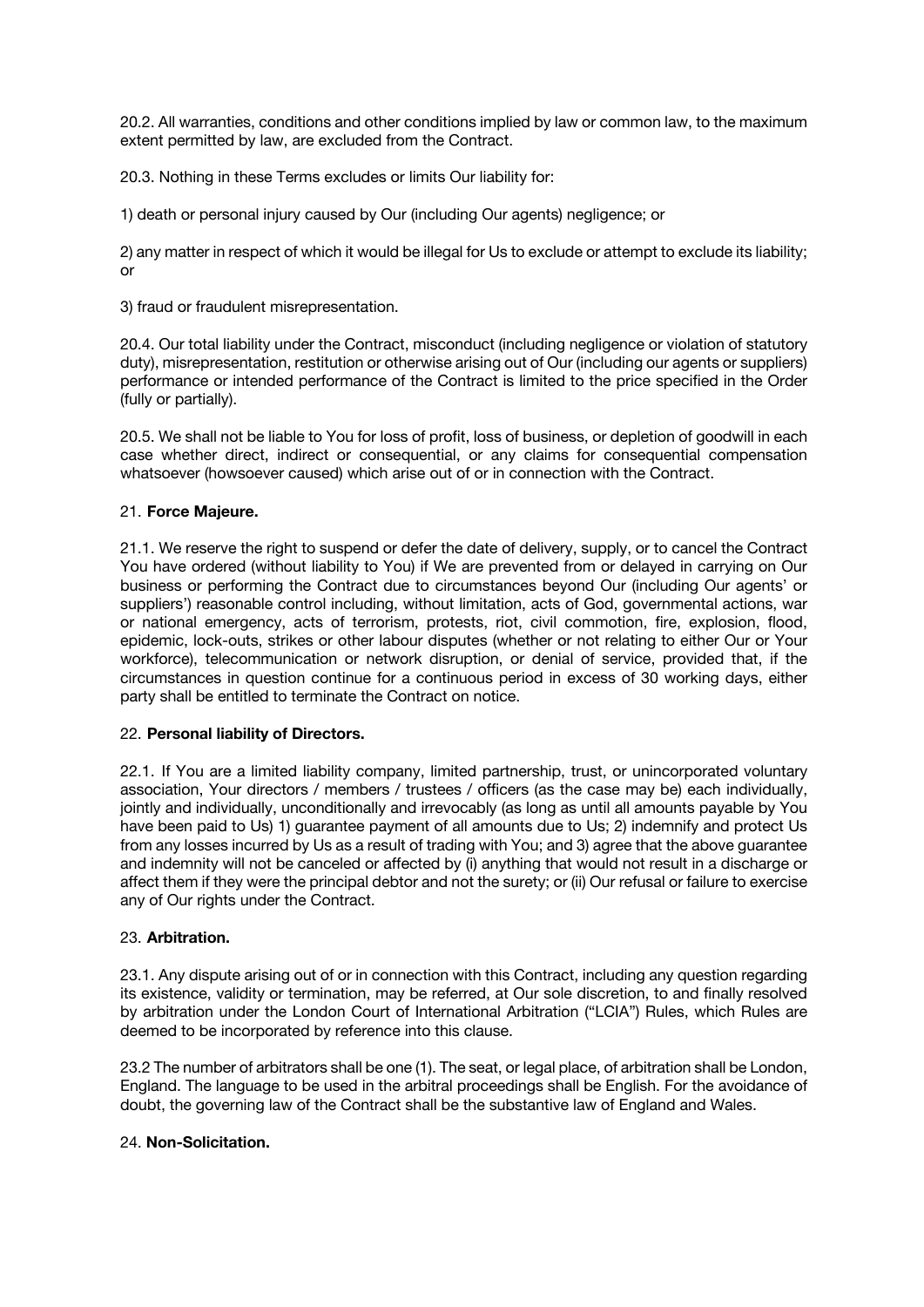20.2. All warranties, conditions and other conditions implied by law or common law, to the maximum extent permitted by law, are excluded from the Contract.

20.3. Nothing in these Terms excludes or limits Our liability for:

1) death or personal injury caused by Our (including Our agents) negligence; or

2) any matter in respect of which it would be illegal for Us to exclude or attempt to exclude its liability; or

3) fraud or fraudulent misrepresentation.

20.4. Our total liability under the Contract, misconduct (including negligence or violation of statutory duty), misrepresentation, restitution or otherwise arising out of Our (including our agents or suppliers) performance or intended performance of the Contract is limited to the price specified in the Order (fully or partially).

20.5. We shall not be liable to You for loss of profit, loss of business, or depletion of goodwill in each case whether direct, indirect or consequential, or any claims for consequential compensation whatsoever (howsoever caused) which arise out of or in connection with the Contract.

21. **Force Majeure.**

21.1. We reserve the right to suspend or defer the date of delivery, supply, or to cancel the Contract You have ordered (without liability to You) if We are prevented from or delayed in carrying on Our business or performing the Contract due to circumstances beyond Our (including Our agents' or suppliers') reasonable control including, without limitation, acts of God, governmental actions, war or national emergency, acts of terrorism, protests, riot, civil commotion, fire, explosion, flood, epidemic, lock-outs, strikes or other labour disputes (whether or not relating to either Our or Your workforce), telecommunication or network disruption, or denial of service, provided that, if the circumstances in question continue for a continuous period in excess of 30 working days, either party shall be entitled to terminate the Contract on notice.

22. **Personal liability of Directors.**

22.1. If You are a limited liability company, limited partnership, trust, or unincorporated voluntary association, Your directors / members / trustees / officers (as the case may be) each individually, jointly and individually, unconditionally and irrevocably (as long as until all amounts payable by You have been paid to Us) 1) guarantee payment of all amounts due to Us; 2) indemnify and protect Us from any losses incurred by Us as a result of trading with You; and 3) agree that the above guarantee and indemnity will not be canceled or affected by (i) anything that would not result in a discharge or affect them if they were the principal debtor and not the surety; or (ii) Our refusal or failure to exercise any of Our rights under the Contract.

23. **Arbitration.**

23.1. Any dispute arising out of or in connection with this Contract, including any question regarding its existence, validity or termination, may be referred, at Our sole discretion, to and finally resolved by arbitration under the London Court of International Arbitration ("LCIA") Rules, which Rules are deemed to be incorporated by reference into this clause.

23.2 The number of arbitrators shall be one (1). The seat, or legal place, of arbitration shall be London, England. The language to be used in the arbitral proceedings shall be English. For the avoidance of doubt, the governing law of the Contract shall be the substantive law of England and Wales.

24. **Non-Solicitation.**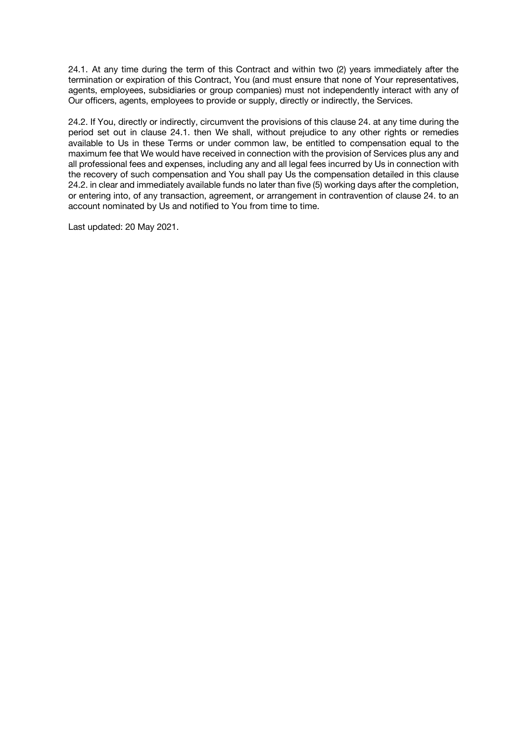24.1. At any time during the term of this Contract and within two (2) years immediately after the termination or expiration of this Contract, You (and must ensure that none of Your representatives, agents, employees, subsidiaries or group companies) must not independently interact with any of Our officers, agents, employees to provide or supply, directly or indirectly, the Services.

24.2. If You, directly or indirectly, circumvent the provisions of this clause 24. at any time during the period set out in clause 24.1. then We shall, without prejudice to any other rights or remedies available to Us in these Terms or under common law, be entitled to compensation equal to the maximum fee that We would have received in connection with the provision of Services plus any and all professional fees and expenses, including any and all legal fees incurred by Us in connection with the recovery of such compensation and You shall pay Us the compensation detailed in this clause 24.2. in clear and immediately available funds no later than five (5) working days after the completion, or entering into, of any transaction, agreement, or arrangement in contravention of clause 24. to an account nominated by Us and notified to You from time to time.

Last updated: 20 May 2021.